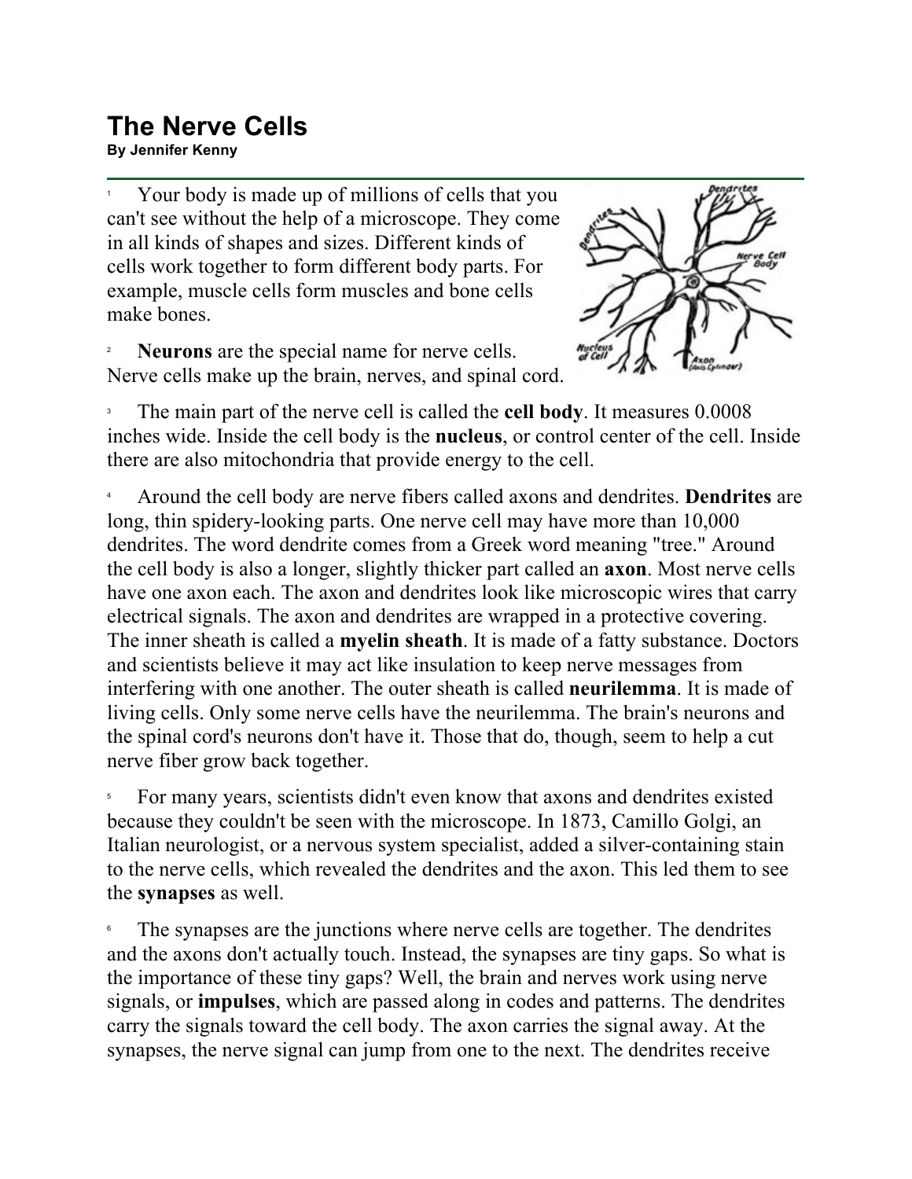# The Nerve Cells

**By Jennifer Kenny**

1 Your body is made up of millions of cells that you can't see without the help of a microscope. They come in all kinds of shapes and sizes. Different kinds of cells work together to form different body parts. For example, muscle cells form muscles and bone cells make bones.

2 **Neurons** are the special name for nerve cells. Nerve cells make up the brain, nerves, and spinal cord.

3 The main part of the nerve cell is called the **cell body**. It measures 0.0008 inches wide. Inside the cell body is the **nucleus**, or control center of the cell. Inside there are also mitochondria that provide energy to the cell.

4 Around the cell body are nerve fibers called axons and dendrites. **Dendrites** are long, thin spidery-looking parts. One nerve cell may have more than 10,000 dendrites. The word dendrite comes from a Greek word meaning "tree." Around the cell body is also a longer, slightly thicker part called an **axon**. Most nerve cells have one axon each. The axon and dendrites look like microscopic wires that carry electrical signals. The axon and dendrites are wrapped in a protective covering. The inner sheath is called a **myelin sheath**. It is made of a fatty substance. Doctors and scientists believe it may act like insulation to keep nerve messages from interfering with one another. The outer sheath is called **neurilemma**. It is made of living cells. Only some nerve cells have the neurilemma. The brain's neurons and the spinal cord's neurons don't have it. Those that do, though, seem to help a cut nerve fiber grow back together.

5 For many years, scientists didn't even know that axons and dendrites existed because they couldn't be seen with the microscope. In 1873, Camillo Golgi, an Italian neurologist, or a nervous system specialist, added a silver-containing stain to the nerve cells, which revealed the dendrites and the axon. This led them to see the **synapses** as well.

6 The synapses are the junctions where nerve cells are together. The dendrites and the axons don't actually touch. Instead, the synapses are tiny gaps. So what is the importance of these tiny gaps? Well, the brain and nerves work using nerve signals, or **impulses**, which are passed along in codes and patterns. The dendrites carry the signals toward the cell body. The axon carries the signal away. At the synapses, the nerve signal can jump from one to the next. The dendrites receive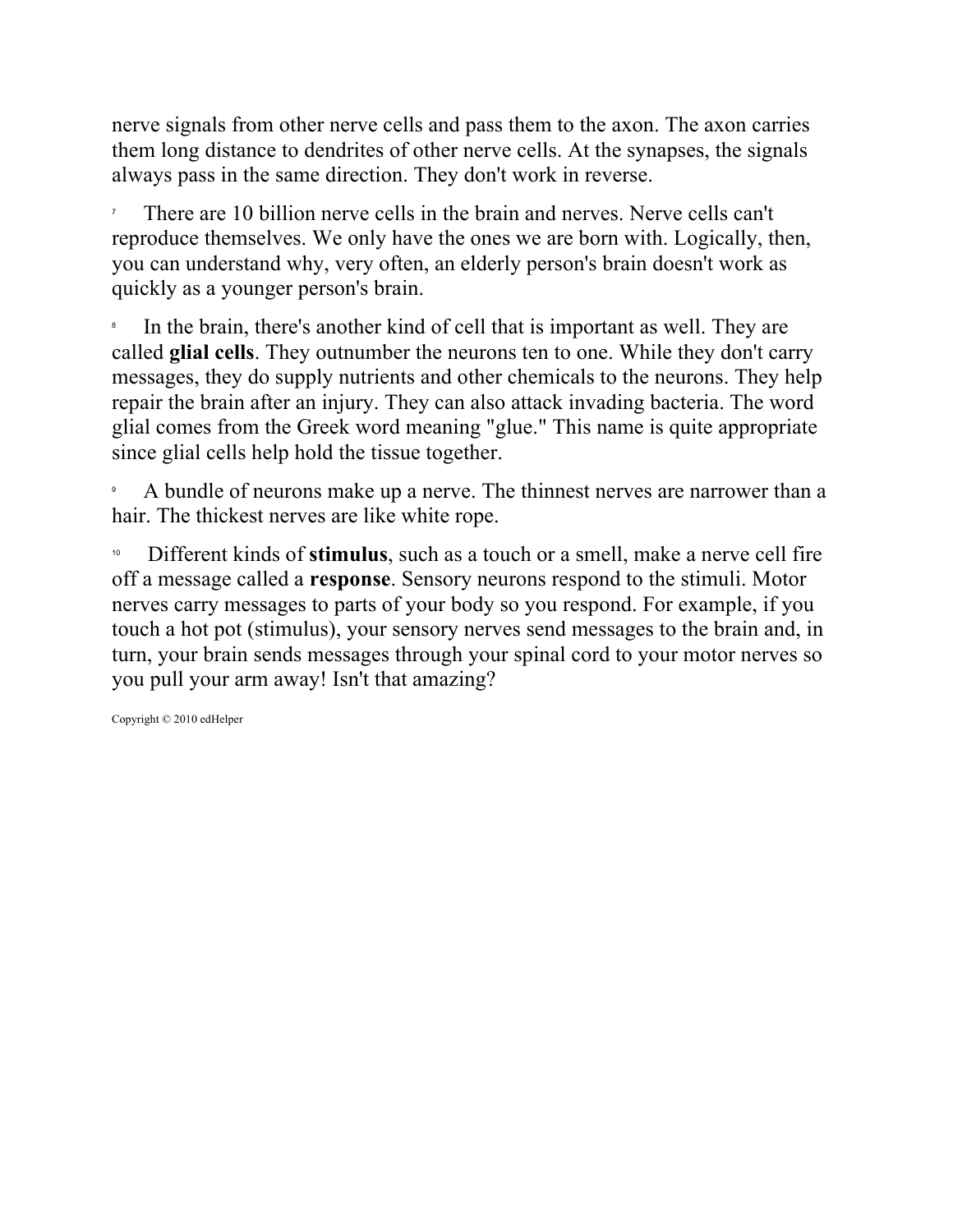nerve signals from other nerve cells and pass them to the axon. The axon carries them long distance to dendrites of other nerve cells. At the synapses, the signals always pass in the same direction. They don't work in reverse.

7 There are 10 billion nerve cells in the brain and nerves. Nerve cells can't reproduce themselves. We only have the ones we are born with. Logically, then, you can understand why, very often, an elderly person's brain doesn't work as quickly as a younger person's brain.

8 In the brain, there's another kind of cell that is important as well. They are called **glial cells**. They outnumber the neurons ten to one. While they don't carry messages, they do supply nutrients and other chemicals to the neurons. They help repair the brain after an injury. They can also attack invading bacteria. The word glial comes from the Greek word meaning "glue." This name is quite appropriate since glial cells help hold the tissue together.

9 A bundle of neurons make up a nerve. The thinnest nerves are narrower than a hair. The thickest nerves are like white rope.

10 Different kinds of **stimulus**, such as a touch or a smell, make a nerve cell fire off a message called a **response**. Sensory neurons respond to the stimuli. Motor nerves carry messages to parts of your body so you respond. For example, if you touch a hot pot (stimulus), your sensory nerves send messages to the brain and, in turn, your brain sends messages through your spinal cord to your motor nerves so you pull your arm away! Isn't that amazing?

Copyright © 2010 edHelper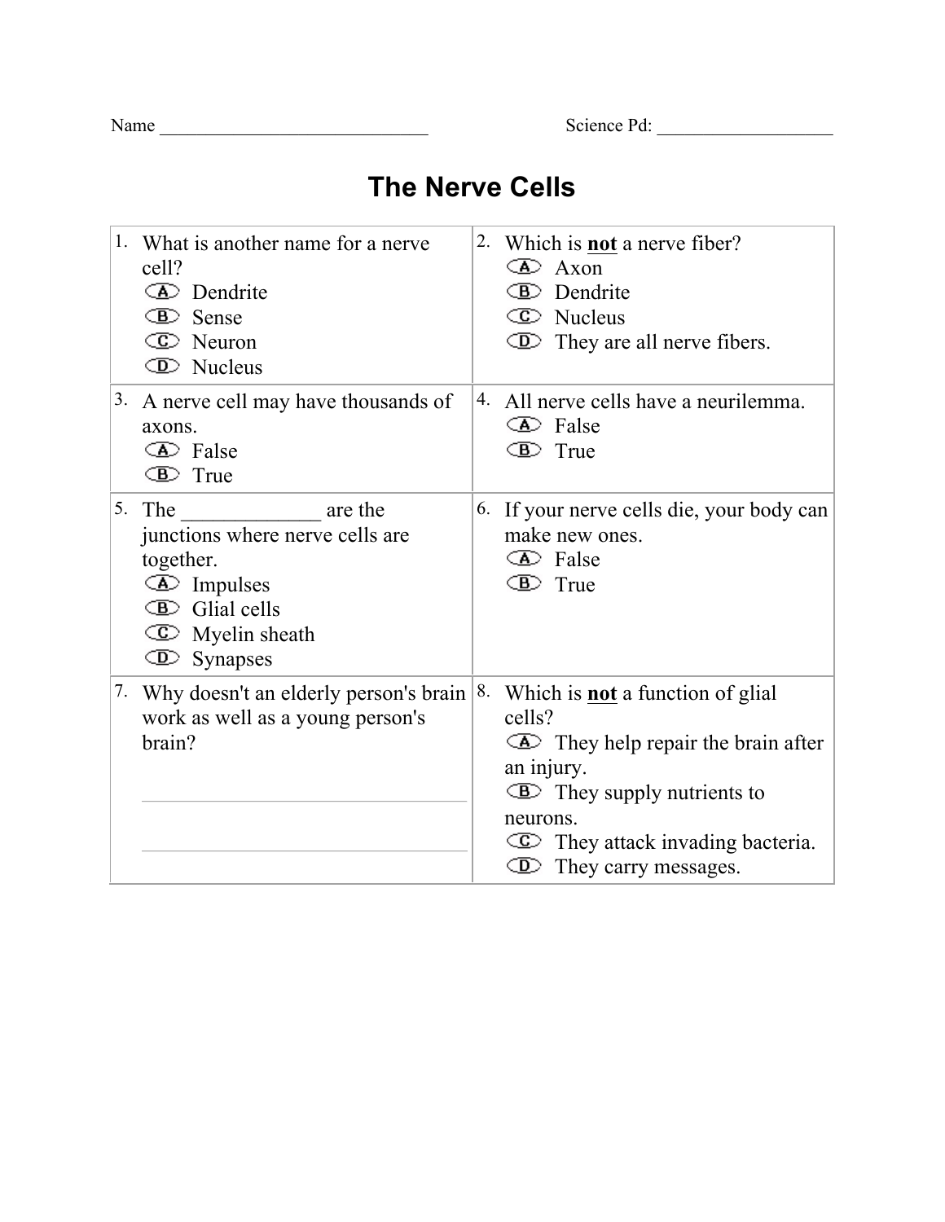Name ______________________________ Science Pd: ___________________

# The Nerve Cells

1. What is another name for a nerve cell?
   - (A) Dendrite
   - (B) Sense
   - (C) Neuron
   - (D) Nucleus

2. Which is **not** a nerve fiber?
   - (A) Axon
   - (B) Dendrite
   - (C) Nucleus
   - (D) They are all nerve fibers.

3. A nerve cell may have thousands of axons.
   - (A) False
   - (B) True

4. All nerve cells have a neurilemma.
   - (A) False
   - (B) True

5. The _____________ are the junctions where nerve cells are together.
   - (A) Impulses
   - (B) Glial cells
   - (C) Myelin sheath
   - (D) Synapses

6. If your nerve cells die, your body can make new ones.
   - (A) False
   - (B) True

7. Why doesn't an elderly person's brain work as well as a young person's brain?

   ______________________________

   ______________________________

8. Which is **not** a function of glial cells?
   - (A) They help repair the brain after an injury.
   - (B) They supply nutrients to neurons.
   - (C) They attack invading bacteria.
   - (D) They carry messages.